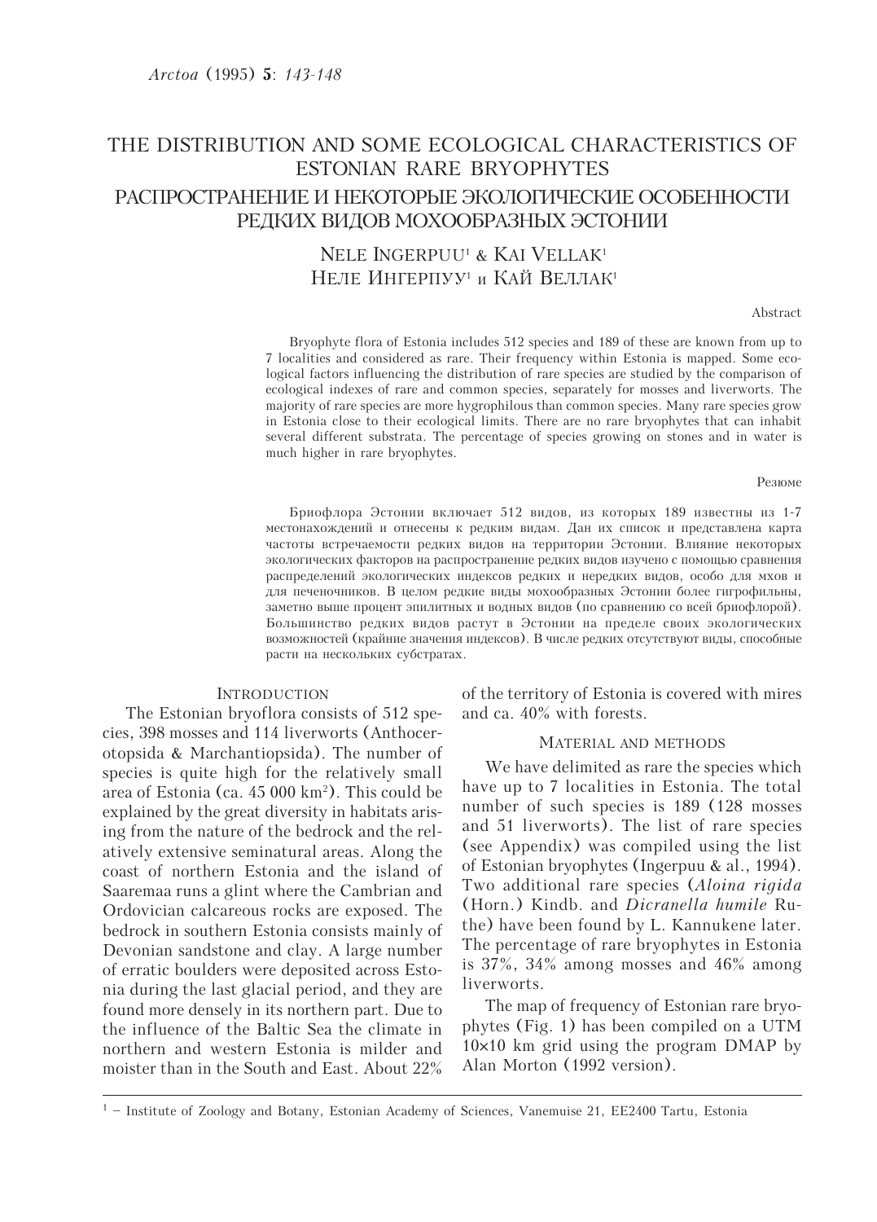# THE DISTRIBUTION AND SOME ECOLOGICAL CHARACTERISTICS OF ESTONIAN RARE BRYOPHYTES

# РАСПРОСТРАНЕНИЕ И НЕКОТОРЫЕ ЭКОЛОГИЧЕСКИЕ ОСОБЕННОСТИ РЕДКИХ ВИДОВ МОХООБРАЗНЫХ ЭСТОНИИ

NELE INGERPUU[1] & KAI VELLAK[1]

НЕЛЕ ИНГЕРПУУ[1] и КАЙ ВЕЛЛАК[1]

Abstract

Bryophyte flora of Estonia includes 512 species and 189 of these are known from up to 7 localities and considered as rare. Their frequency within Estonia is mapped. Some ecological factors influencing the distribution of rare species are studied by the comparison of ecological indexes of rare and common species, separately for mosses and liverworts. The majority of rare species are more hygrophilous than common species. Many rare species grow in Estonia close to their ecological limits. There are no rare bryophytes that can inhabit several different substrata. The percentage of species growing on stones and in water is much higher in rare bryophytes.

Резюме

Бриофлора Эстонии включает 512 видов, из которых 189 известны из 1-7 местонахождений и отнесены к редким видам. Дан их список и представлена карта частоты встречаемости редких видов на территории Эстонии. Влияние некоторых экологических факторов на распространение редких видов изучено с помощью сравнения распределений экологических индексов редких и нередких видов, особо для мхов и для печеночников. В целом редкие виды мохообразных Эстонии более гигрофильны, заметно выше процент эпилитных и водных видов (по сравнению со всей бриофлорой). Большинство редких видов растут в Эстонии на пределе своих экологических возможностей (крайние значения индексов). В числе редких отсутствуют виды, способные расти на нескольких субстратах.

## INTRODUCTION

The Estonian bryoflora consists of 512 species, 398 mosses and 114 liverworts (Anthocerotopsida & Marchantiopsida). The number of species is quite high for the relatively small area of Estonia (ca. 45 000 km$^2$). This could be explained by the great diversity in habitats arising from the nature of the bedrock and the relatively extensive seminatural areas. Along the coast of northern Estonia and the island of Saaremaa runs a glint where the Cambrian and Ordovician calcareous rocks are exposed. The bedrock in southern Estonia consists mainly of Devonian sandstone and clay. A large number of erratic boulders were deposited across Estonia during the last glacial period, and they are found more densely in its northern part. Due to the influence of the Baltic Sea the climate in northern and western Estonia is milder and moister than in the South and East. About 22% of the territory of Estonia is covered with mires and ca. 40% with forests.

## MATERIAL AND METHODS

We have delimited as rare the species which have up to 7 localities in Estonia. The total number of such species is 189 (128 mosses and 51 liverworts). The list of rare species (see Appendix) was compiled using the list of Estonian bryophytes (Ingerpuu & al., 1994). Two additional rare species (*Aloina rigida* (Horn.) Kindb. and *Dicranella humile* Ruthe) have been found by L. Kannukene later. The percentage of rare bryophytes in Estonia is 37%, 34% among mosses and 46% among liverworts.

The map of frequency of Estonian rare bryophytes (Fig. 1) has been compiled on a UTM 10×10 km grid using the program DMAP by Alan Morton (1992 version).

[1] – Institute of Zoology and Botany, Estonian Academy of Sciences, Vanemuise 21, EE2400 Tartu, Estonia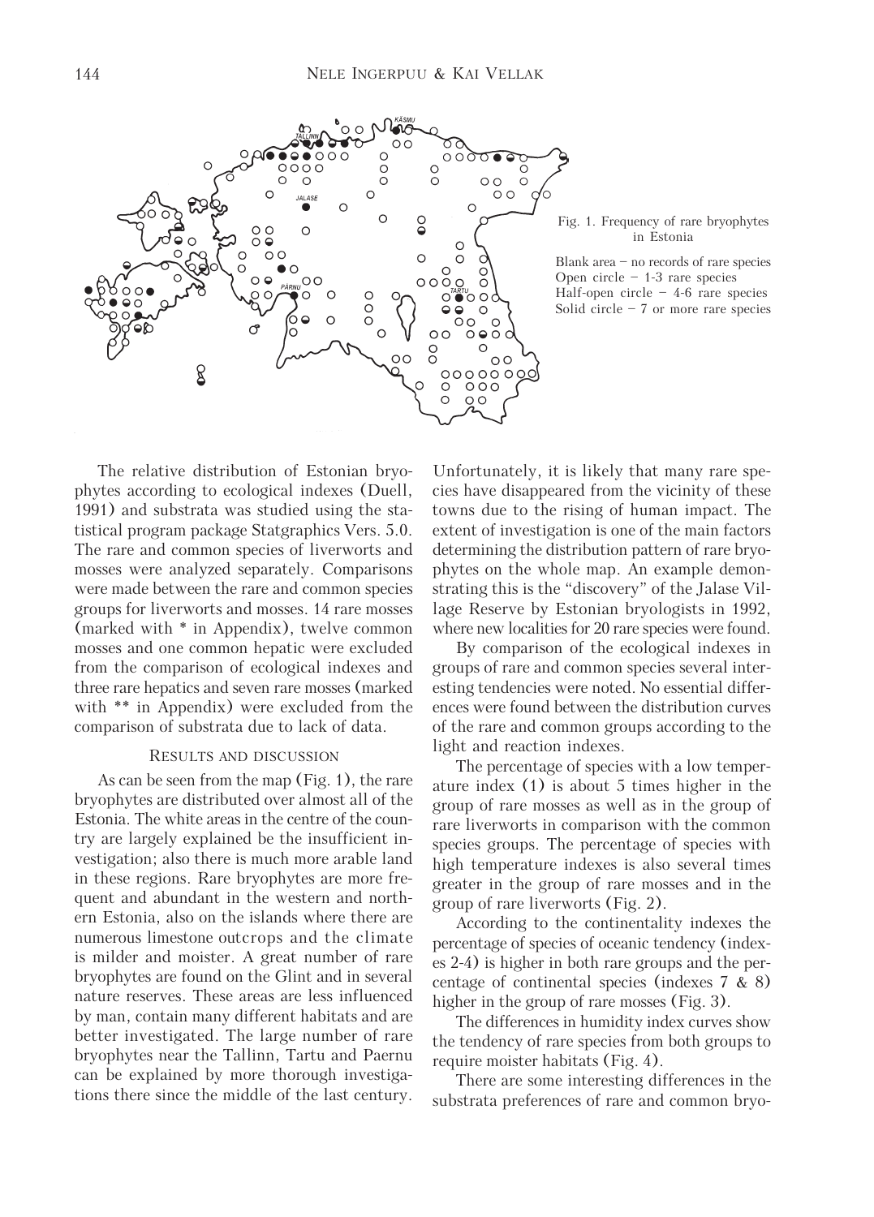Fig. 1. Frequency of rare bryophytes in Estonia

Blank area – no records of rare species
Open circle – 1-3 rare species
Half-open circle – 4-6 rare species
Solid circle – 7 or more rare species

The relative distribution of Estonian bryophytes according to ecological indexes (Duell, 1991) and substrata was studied using the statistical program package Statgraphics Vers. 5.0. The rare and common species of liverworts and mosses were analyzed separately. Comparisons were made between the rare and common species groups for liverworts and mosses. 14 rare mosses (marked with * in Appendix), twelve common mosses and one common hepatic were excluded from the comparison of ecological indexes and three rare hepatics and seven rare mosses (marked with ** in Appendix) were excluded from the comparison of substrata due to lack of data.

## Results and discussion

As can be seen from the map (Fig. 1), the rare bryophytes are distributed over almost all of the Estonia. The white areas in the centre of the country are largely explained be the insufficient investigation; also there is much more arable land in these regions. Rare bryophytes are more frequent and abundant in the western and northern Estonia, also on the islands where there are numerous limestone outcrops and the climate is milder and moister. A great number of rare bryophytes are found on the Glint and in several nature reserves. These areas are less influenced by man, contain many different habitats and are better investigated. The large number of rare bryophytes near the Tallinn, Tartu and Paernu can be explained by more thorough investigations there since the middle of the last century. Unfortunately, it is likely that many rare species have disappeared from the vicinity of these towns due to the rising of human impact. The extent of investigation is one of the main factors determining the distribution pattern of rare bryophytes on the whole map. An example demonstrating this is the "discovery" of the Jalase Village Reserve by Estonian bryologists in 1992, where new localities for 20 rare species were found.

By comparison of the ecological indexes in groups of rare and common species several interesting tendencies were noted. No essential differences were found between the distribution curves of the rare and common groups according to the light and reaction indexes.

The percentage of species with a low temperature index (1) is about 5 times higher in the group of rare mosses as well as in the group of rare liverworts in comparison with the common species groups. The percentage of species with high temperature indexes is also several times greater in the group of rare mosses and in the group of rare liverworts (Fig. 2).

According to the continentality indexes the percentage of species of oceanic tendency (indexes 2-4) is higher in both rare groups and the percentage of continental species (indexes 7 & 8) higher in the group of rare mosses (Fig. 3).

The differences in humidity index curves show the tendency of rare species from both groups to require moister habitats (Fig. 4).

There are some interesting differences in the substrata preferences of rare and common bryo-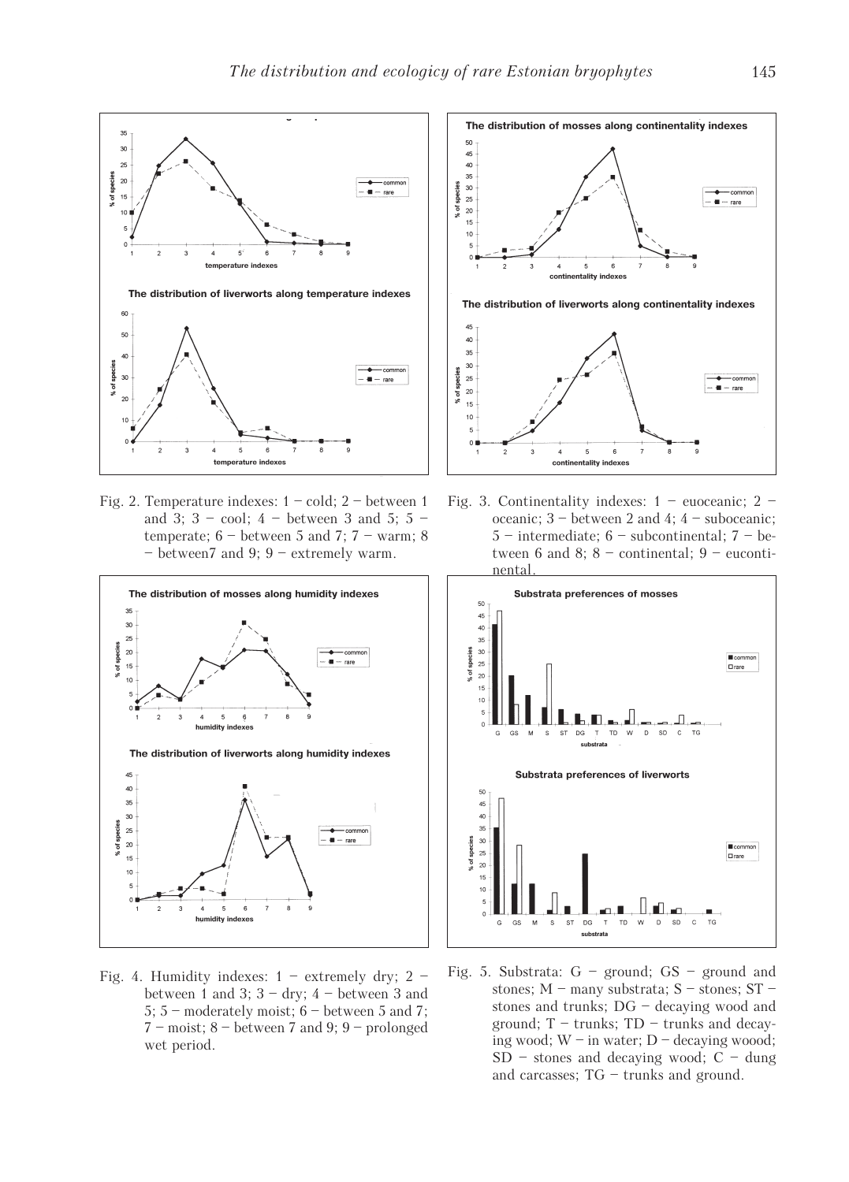Fig. 2. Temperature indexes: 1 – cold; 2 – between 1 and 3; 3 – cool; 4 – between 3 and 5; 5 – temperate; 6 – between 5 and 7; 7 – warm; 8 – between7 and 9; 9 – extremely warm.

Fig. 3. Continentality indexes: 1 – euoceanic; 2 – oceanic; 3 – between 2 and 4; 4 – suboceanic; 5 – intermediate; 6 – subcontinental; 7 – between 6 and 8; 8 – continental; 9 – eucontinental.

Fig. 4. Humidity indexes: 1 – extremely dry; 2 – between 1 and 3; 3 – dry; 4 – between 3 and 5; 5 – moderately moist; 6 – between 5 and 7; 7 – moist; 8 – between 7 and 9; 9 – prolonged wet period.

Fig. 5. Substrata: G – ground; GS – ground and stones; M – many substrata; S – stones; ST – stones and trunks; DG – decaying wood and ground; T – trunks; TD – trunks and decaying wood; W – in water; D – decaying woood; SD – stones and decaying wood; C – dung and carcasses; TG – trunks and ground.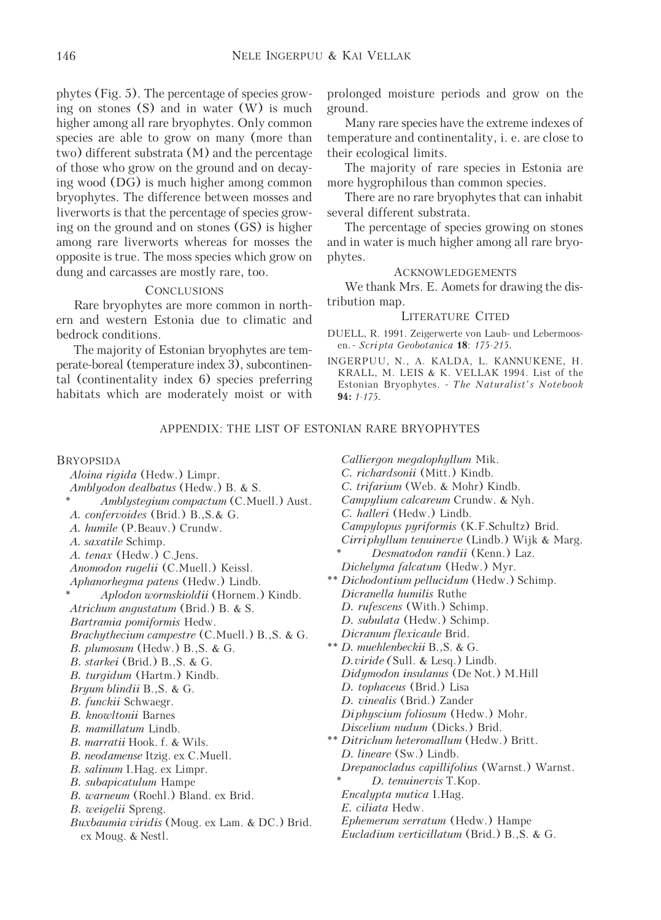phytes (Fig. 5). The percentage of species growing on stones (S) and in water (W) is much higher among all rare bryophytes. Only common species are able to grow on many (more than two) different substrata (M) and the percentage of those who grow on the ground and on decaying wood (DG) is much higher among common bryophytes. The difference between mosses and liverworts is that the percentage of species growing on the ground and on stones (GS) is higher among rare liverworts whereas for mosses the opposite is true. The moss species which grow on dung and carcasses are mostly rare, too.

## Conclusions

Rare bryophytes are more common in northern and western Estonia due to climatic and bedrock conditions.

The majority of Estonian bryophytes are temperate-boreal (temperature index 3), subcontinental (continentality index 6) species preferring habitats which are moderately moist or with prolonged moisture periods and grow on the ground.

Many rare species have the extreme indexes of temperature and continentality, i. e. are close to their ecological limits.

The majority of rare species in Estonia are more hygrophilous than common species.

There are no rare bryophytes that can inhabit several different substrata.

The percentage of species growing on stones and in water is much higher among all rare bryophytes.

## Acknowledgements

We thank Mrs. E. Aomets for drawing the distribution map.

## Literature Cited

DUELL, R. 1991. Zeigerwerte von Laub- und Lebermoosen. - *Scripta Geobotanica* **18**: *175-215*.

INGERPUU, N., A. KALDA, L. KANNUKENE, H. KRALL, M. LEIS & K. VELLAK 1994. List of the Estonian Bryophytes. - *The Naturalist's Notebook* **94:** *1-175*.

## Appendix: The List of Estonian Rare Bryophytes

### Bryopsida

*Aloina rigida* (Hedw.) Limpr.
*Amblyodon dealbatus* (Hedw.) B. & S.
\* *Amblystegium compactum* (C.Muell.) Aust.
*A. confervoides* (Brid.) B.,S.& G.
*A. humile* (P.Beauv.) Crundw.
*A. saxatile* Schimp.
*A. tenax* (Hedw.) C.Jens.
*Anomodon rugelii* (C.Muell.) Keissl.
*Aphanorhegma patens* (Hedw.) Lindb.
\* *Aplodon wormskioldii* (Hornem.) Kindb.
*Atrichum angustatum* (Brid.) B. & S.
*Bartramia pomiformis* Hedw.
*Brachythecium campestre* (C.Muell.) B.,S. & G.
*B. plumosum* (Hedw.) B.,S. & G.
*B. starkei* (Brid.) B.,S. & G.
*B. turgidum* (Hartm.) Kindb.
*Bryum blindii* B.,S. & G.
*B. funckii* Schwaegr.
*B. knowltonii* Barnes
*B. mamillatum* Lindb.
*B. marratii* Hook. f. & Wils.
*B. neodamense* Itzig. ex C.Muell.
*B. salinum* I.Hag. ex Limpr.
*B. subapicatulum* Hampe
*B. warneum* (Roehl.) Bland. ex Brid.
*B. weigelii* Spreng.
*Buxbaumia viridis* (Moug. ex Lam. & DC.) Brid. ex Moug. & Nestl.
*Calliergon megalophyllum* Mik.
*C. richardsonii* (Mitt.) Kindb.
*C. trifarium* (Web. & Mohr) Kindb.
*Campylium calcareum* Crundw. & Nyh.
*C. halleri* (Hedw.) Lindb.
*Campylopus pyriformis* (K.F.Schultz) Brid.
*Cirriphyllum tenuinerve* (Lindb.) Wijk & Marg.
\* *Desmatodon randii* (Kenn.) Laz.
*Dichelyma falcatum* (Hedw.) Myr.
\*\* *Dichodontium pellucidum* (Hedw.) Schimp.
*Dicranella humilis* Ruthe
*D. rufescens* (With.) Schimp.
*D. subulata* (Hedw.) Schimp.
*Dicranum flexicaule* Brid.
\*\* *D. muehlenbeckii* B.,S. & G.
*D.viride (* Sull. & Lesq.) Lindb.
*Didymodon insulanus* (De Not.) M.Hill
*D. tophaceus* (Brid.) Lisa
*D. vinealis* (Brid.) Zander
*Diphyscium foliosum* (Hedw.) Mohr.
*Discelium nudum* (Dicks.) Brid.
\*\* *Ditrichum heteromallum* (Hedw.) Britt.
*D. lineare* (Sw.) Lindb.
*Drepanocladus capillifolius* (Warnst.) Warnst.
\* *D. tenuinervis* T.Kop.
*Encalypta mutica* I.Hag.
*E. ciliata* Hedw.
*Ephemerum serratum* (Hedw.) Hampe
*Eucladium verticillatum* (Brid.) B.,S. & G.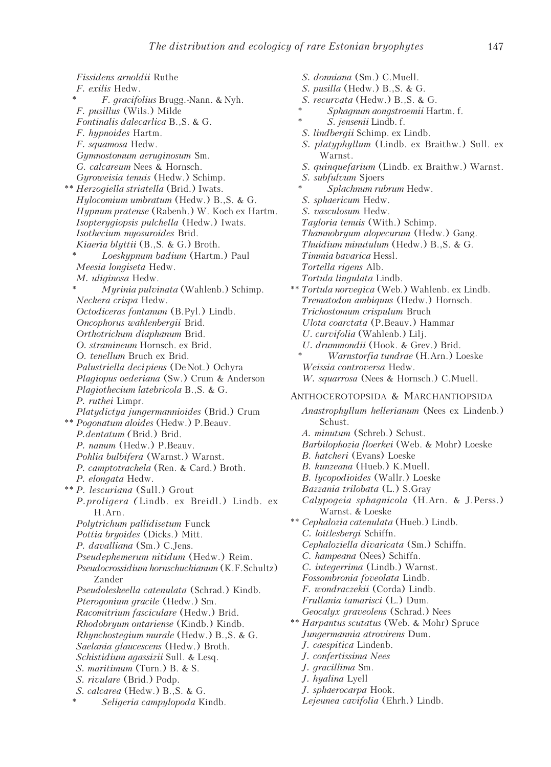*Fissidens arnoldii* Ruthe
*F. exilis* Hedw.
\* *F. gracifolius* Brugg.-Nann. & Nyh.
*F. pusillus* (Wils.) Milde
*Fontinalis dalecarlica* B.,S. & G.
*F. hypnoides* Hartm.
*F. squamosa* Hedw.
*Gymnostomum aeruginosum* Sm.
*G. calcareum* Nees & Hornsch.
*Gyroweisia tenuis* (Hedw.) Schimp.
\*\* *Herzogiella striatella* (Brid.) Iwats.
*Hylocomium umbratum* (Hedw.) B.,S. & G.
*Hypnum pratense* (Rabenh.) W. Koch ex Hartm.
*Isopterygiopsis pulchella* (Hedw.) Iwats.
*Isothecium myosuroides* Brid.
*Kiaeria blyttii* (B.,S. & G.) Broth.
\* *Loeskypnum badium* (Hartm.) Paul
*Meesia longiseta* Hedw.
*M. uliginosa* Hedw.
\* *Myrinia pulvinata* (Wahlenb.) Schimp.
*Neckera crispa* Hedw.
*Octodiceras fontanum* (B.Pyl.) Lindb.
*Oncophorus wahlenbergii* Brid.
*Orthotrichum diaphanum* Brid.
*O. stramineum* Hornsch. ex Brid.
*O. tenellum* Bruch ex Brid.
*Palustriella decipiens* (De Not.) Ochyra
*Plagiopus oederiana* (Sw.) Crum & Anderson
*Plagiothecium latebricola* B.,S. & G.
*P. ruthei* Limpr.
*Platydictya jungermannioides* (Brid.) Crum
\*\* *Pogonatum aloides* (Hedw.) P.Beauv.
*P.dentatum* (Brid.) Brid.
*P. nanum* (Hedw.) P.Beauv.
*Pohlia bulbifera* (Warnst.) Warnst.
*P. camptotrachela* (Ren. & Card.) Broth.
*P. elongata* Hedw.
\*\* *P. lescuriana* (Sull.) Grout
*P.proligera* (Lindb. ex Breidl.) Lindb. ex H.Arn.
*Polytrichum pallidisetum* Funck
*Pottia bryoides* (Dicks.) Mitt.
*P. davalliana* (Sm.) C.Jens.
*Pseudephemerum nitidum* (Hedw.) Reim.
*Pseudocrossidium hornschuchianum* (K.F.Schultz) Zander
*Pseudoleskeella catenulata* (Schrad.) Kindb.
*Pterogonium gracile* (Hedw.) Sm.
*Racomitrium fasciculare* (Hedw.) Brid.
*Rhodobryum ontariense* (Kindb.) Kindb.
*Rhynchostegium murale* (Hedw.) B.,S. & G.
*Saelania glaucescens* (Hedw.) Broth.
*Schistidium agassizii* Sull. & Lesq.
*S. maritimum* (Turn.) B. & S.
*S. rivulare* (Brid.) Podp.
*S. calcarea* (Hedw.) B.,S. & G.
\* *Seligeria campylopoda* Kindb.
*S. donniana* (Sm.) C.Muell.
*S. pusilla* (Hedw.) B.,S. & G.
*S. recurvata* (Hedw.) B.,S. & G.
\* *Sphagnum aongstroemii* Hartm. f.
\* *S. jensenii* Lindb. f.
*S. lindbergii* Schimp. ex Lindb.
*S. platyphyllum* (Lindb. ex Braithw.) Sull. ex Warnst.
*S. quinquefarium* (Lindb. ex Braithw.) Warnst.
*S. subfulvum* Sjoers
\* *Splachnum rubrum* Hedw.
*S. sphaericum* Hedw.
*S. vasculosum* Hedw.
*Tayloria tenuis* (With.) Schimp.
*Thamnobryum alopecurum* (Hedw.) Gang.
*Thuidium minutulum* (Hedw.) B.,S. & G.
*Timmia bavarica* Hessl.
*Tortella rigens* Alb.
*Tortula lingulata* Lindb.
\*\* *Tortula norvegica* (Web.) Wahlenb. ex Lindb.
*Trematodon ambiquus* (Hedw.) Hornsch.
*Trichostomum crispulum* Bruch
*Ulota coarctata* (P.Beauv.) Hammar
*U. curvifolia* (Wahlenb.) Lilj.
*U. drummondii* (Hook. & Grev.) Brid.
\* *Warnstorfia tundrae* (H.Arn.) Loeske
*Weissia controversa* Hedw.
*W. squarrosa* (Nees & Hornsch.) C.Muell.

## Anthocerotopsida & Marchantiopsida

*Anastrophyllum hellerianum* (Nees ex Lindenb.) Schust.
*A. minutum* (Schreb.) Schust.
*Barbilophozia floerkei* (Web. & Mohr) Loeske
*B. hatcheri* (Evans) Loeske
*B. kunzeana* (Hueb.) K.Muell.
*B. lycopodioides* (Wallr.) Loeske
*Bazzania trilobata* (L.) S.Gray
*Calypogeia sphagnicola* (H.Arn. & J.Perss.) Warnst. & Loeske
\*\* *Cephalozia catenulata* (Hueb.) Lindb.
*C. loitlesbergi* Schiffn.
*Cephaloziella divaricata* (Sm.) Schiffn.
*C. hampeana* (Nees) Schiffn.
*C. integerrima* (Lindb.) Warnst.
*Fossombronia foveolata* Lindb.
*F. wondraczekii* (Corda) Lindb.
*Frullania tamarisci* (L.) Dum.
*Geocalyx graveolens* (Schrad.) Nees
\*\* *Harpantus scutatus* (Web. & Mohr) Spruce
*Jungermannia atrovirens* Dum.
*J. caespitica* Lindenb.
*J. confertissima Nees*
*J. gracillima* Sm.
*J. hyalina* Lyell
*J. sphaerocarpa* Hook.
*Lejeunea cavifolia* (Ehrh.) Lindb.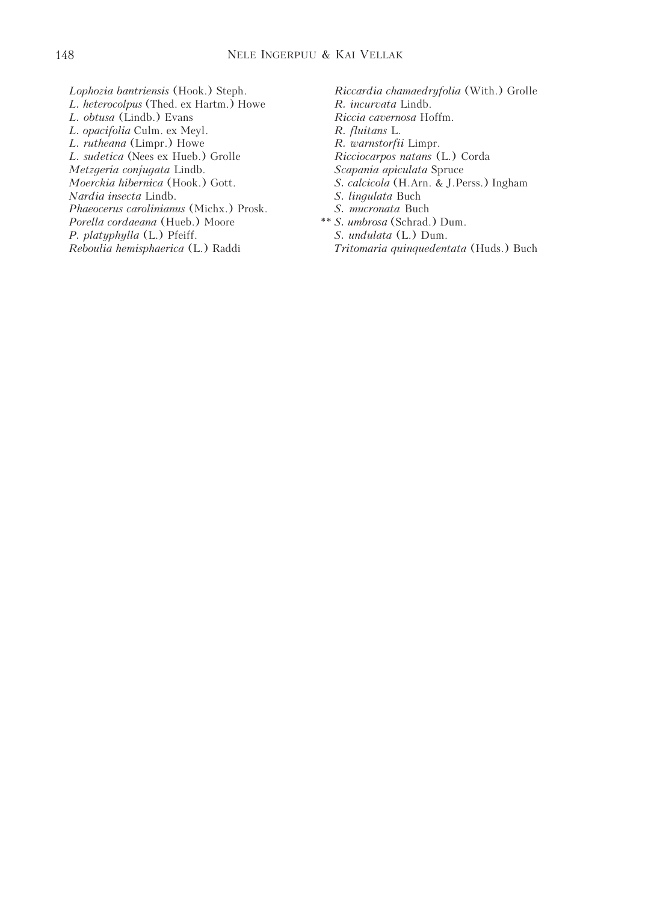*Lophozia bantriensis* (Hook.) Steph.
*L. heterocolpus* (Thed. ex Hartm.) Howe
*L. obtusa* (Lindb.) Evans
*L. opacifolia* Culm. ex Meyl.
*L. rutheana* (Limpr.) Howe
*L. sudetica* (Nees ex Hueb.) Grolle
*Metzgeria conjugata* Lindb.
*Moerckia hibernica* (Hook.) Gott.
*Nardia insecta* Lindb.
*Phaeocerus carolinianus* (Michx.) Prosk.
*Porella cordaeana* (Hueb.) Moore
*P. platyphylla* (L.) Pfeiff.
*Reboulia hemisphaerica* (L.) Raddi
*Riccardia chamaedryfolia* (With.) Grolle
*R. incurvata* Lindb.
*Riccia cavernosa* Hoffm.
*R. fluitans* L.
*R. warnstorfii* Limpr.
*Ricciocarpos natans* (L.) Corda
*Scapania apiculata* Spruce
*S. calcicola* (H.Arn. & J.Perss.) Ingham
*S. lingulata* Buch
*S. mucronata* Buch
** *S. umbrosa* (Schrad.) Dum.
*S. undulata* (L.) Dum.
*Tritomaria quinquedentata* (Huds.) Buch